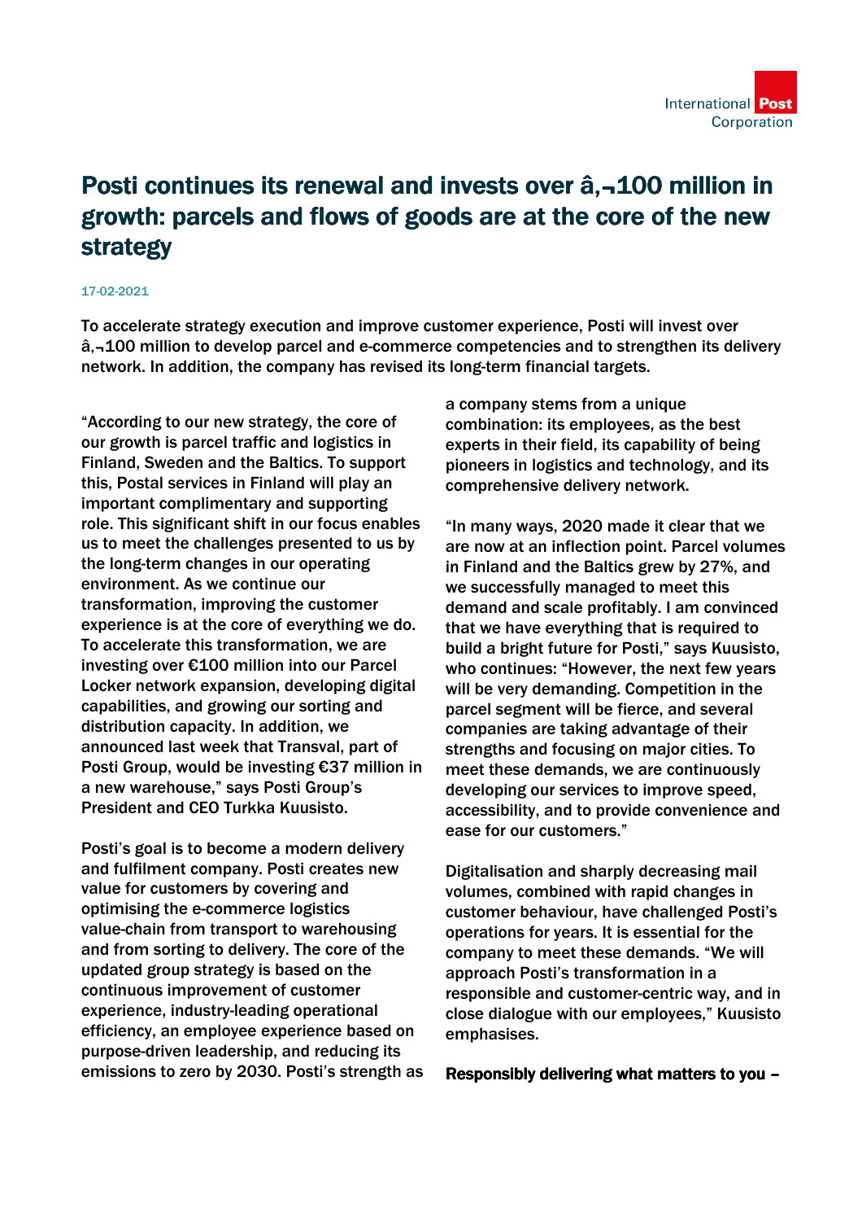# Posti continues its renewal and invests over â‚¬100 million in growth: parcels and flows of goods are at the core of the new strategy

17-02-2021

**To accelerate strategy execution and improve customer experience, Posti will invest over â‚¬100 million to develop parcel and e-commerce competencies and to strengthen its delivery network. In addition, the company has revised its long-term financial targets.**

"According to our new strategy, the core of our growth is parcel traffic and logistics in Finland, Sweden and the Baltics. To support this, Postal services in Finland will play an important complimentary and supporting role. This significant shift in our focus enables us to meet the challenges presented to us by the long-term changes in our operating environment. As we continue our transformation, improving the customer experience is at the core of everything we do. To accelerate this transformation, we are investing over €100 million into our Parcel Locker network expansion, developing digital capabilities, and growing our sorting and distribution capacity. In addition, we announced last week that Transval, part of Posti Group, would be investing €37 million in a new warehouse," says Posti Group's President and CEO Turkka Kuusisto.

Posti's goal is to become a modern delivery and fulfilment company. Posti creates new value for customers by covering and optimising the e-commerce logistics value-chain from transport to warehousing and from sorting to delivery. The core of the updated group strategy is based on the continuous improvement of customer experience, industry-leading operational efficiency, an employee experience based on purpose-driven leadership, and reducing its emissions to zero by 2030. Posti's strength as a company stems from a unique combination: its employees, as the best experts in their field, its capability of being pioneers in logistics and technology, and its comprehensive delivery network.

"In many ways, 2020 made it clear that we are now at an inflection point. Parcel volumes in Finland and the Baltics grew by 27%, and we successfully managed to meet this demand and scale profitably. I am convinced that we have everything that is required to build a bright future for Posti," says Kuusisto, who continues: "However, the next few years will be very demanding. Competition in the parcel segment will be fierce, and several companies are taking advantage of their strengths and focusing on major cities. To meet these demands, we are continuously developing our services to improve speed, accessibility, and to provide convenience and ease for our customers."

Digitalisation and sharply decreasing mail volumes, combined with rapid changes in customer behaviour, have challenged Posti's operations for years. It is essential for the company to meet these demands. "We will approach Posti's transformation in a responsible and customer-centric way, and in close dialogue with our employees," Kuusisto emphasises.

**Responsibly delivering what matters to you –**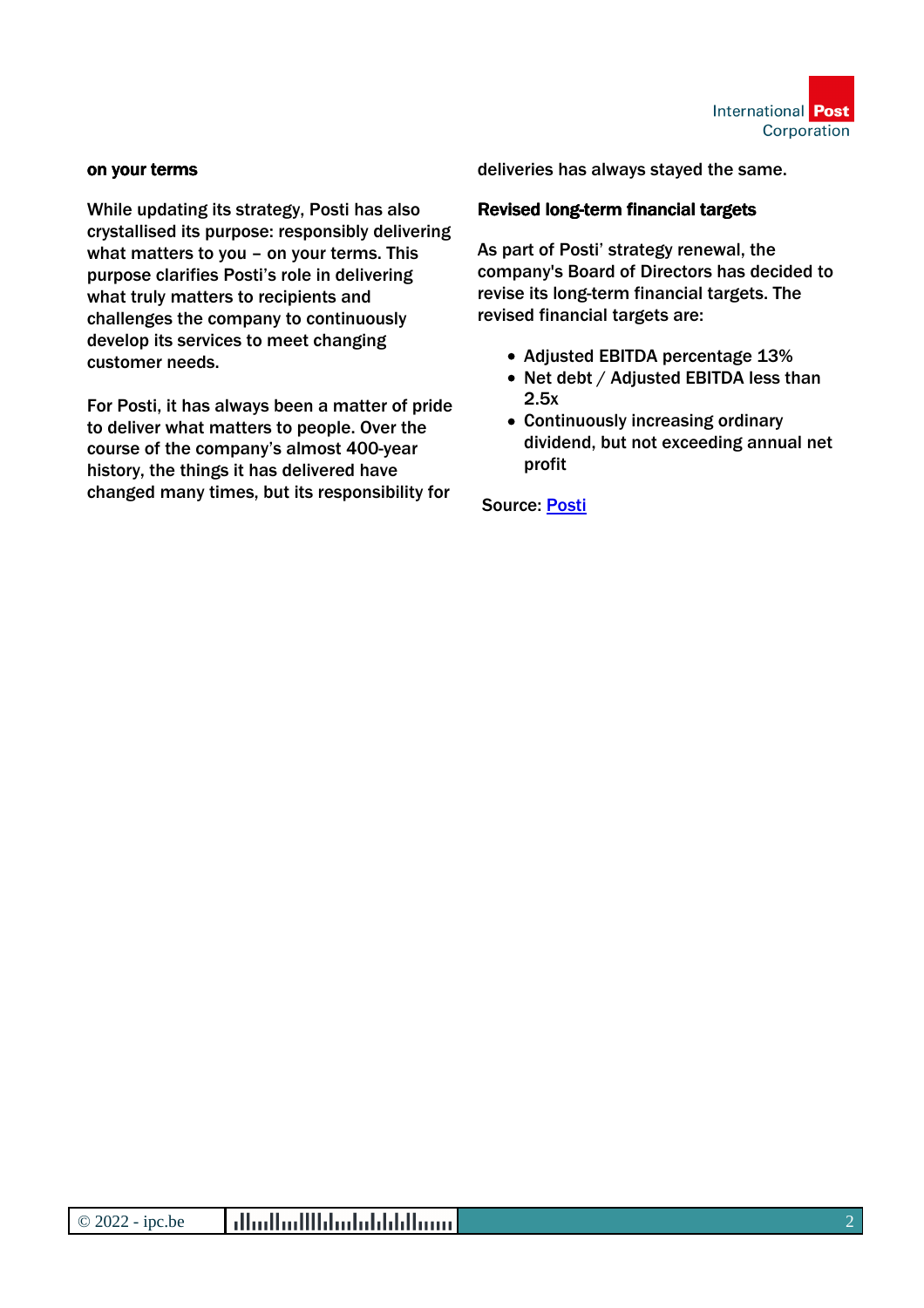**on your terms**

While updating its strategy, Posti has also crystallised its purpose: responsibly delivering what matters to you – on your terms. This purpose clarifies Posti's role in delivering what truly matters to recipients and challenges the company to continuously develop its services to meet changing customer needs.

For Posti, it has always been a matter of pride to deliver what matters to people. Over the course of the company's almost 400-year history, the things it has delivered have changed many times, but its responsibility for deliveries has always stayed the same.

**Revised long-term financial targets**

As part of Posti' strategy renewal, the company's Board of Directors has decided to revise its long-term financial targets. The revised financial targets are:

- Adjusted EBITDA percentage 13%
- Net debt / Adjusted EBITDA less than 2.5x
- Continuously increasing ordinary dividend, but not exceeding annual net profit

Source: [Posti]()